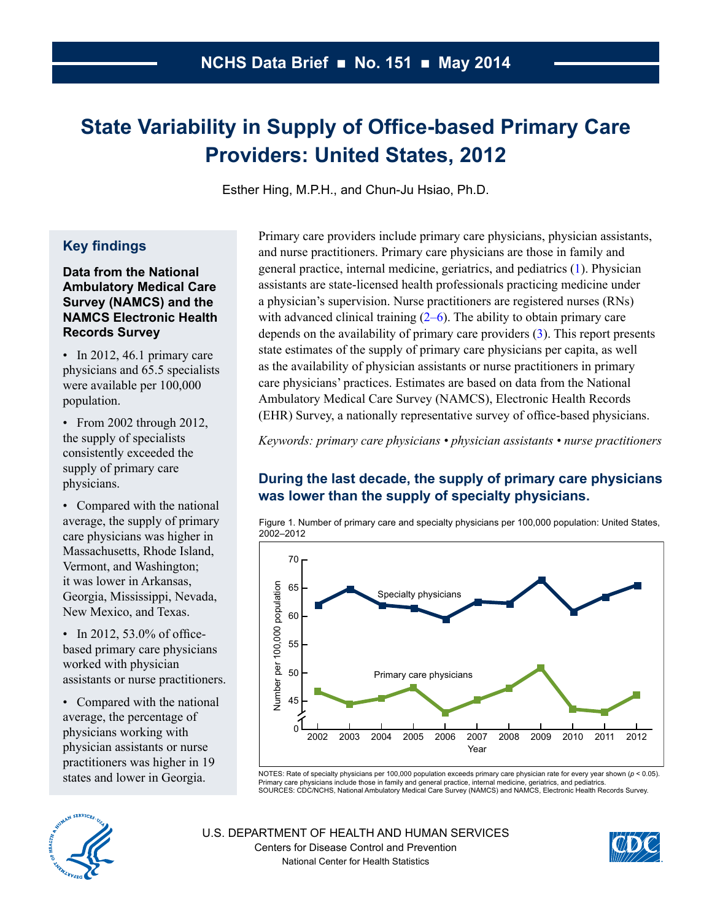NCHS Data Brief ■ No. 151 ■ May 2014

# State Variability in Supply of Office-based Primary Care Providers: United States, 2012

Esther Hing, M.P.H., and Chun-Ju Hsiao, Ph.D.

## Key findings

**Data from the National Ambulatory Medical Care Survey (NAMCS) and the NAMCS Electronic Health Records Survey**

- In 2012, 46.1 primary care physicians and 65.5 specialists were available per 100,000 population.
- From 2002 through 2012, the supply of specialists consistently exceeded the supply of primary care physicians.
- Compared with the national average, the supply of primary care physicians was higher in Massachusetts, Rhode Island, Vermont, and Washington; it was lower in Arkansas, Georgia, Mississippi, Nevada, New Mexico, and Texas.
- In 2012, 53.0% of office-based primary care physicians worked with physician assistants or nurse practitioners.
- Compared with the national average, the percentage of physicians working with physician assistants or nurse practitioners was higher in 19 states and lower in Georgia.

Primary care providers include primary care physicians, physician assistants, and nurse practitioners. Primary care physicians are those in family and general practice, internal medicine, geriatrics, and pediatrics (1). Physician assistants are state-licensed health professionals practicing medicine under a physician's supervision. Nurse practitioners are registered nurses (RNs) with advanced clinical training (2–6). The ability to obtain primary care depends on the availability of primary care providers (3). This report presents state estimates of the supply of primary care physicians per capita, as well as the availability of physician assistants or nurse practitioners in primary care physicians' practices. Estimates are based on data from the National Ambulatory Medical Care Survey (NAMCS), Electronic Health Records (EHR) Survey, a nationally representative survey of office-based physicians.

*Keywords: primary care physicians • physician assistants • nurse practitioners*

## During the last decade, the supply of primary care physicians was lower than the supply of specialty physicians.

Figure 1. Number of primary care and specialty physicians per 100,000 population: United States, 2002–2012

NOTES: Rate of specialty physicians per 100,000 population exceeds primary care physician rate for every year shown ($p < 0.05$). Primary care physicians include those in family and general practice, internal medicine, geriatrics, and pediatrics.
SOURCES: CDC/NCHS, National Ambulatory Medical Care Survey (NAMCS) and NAMCS, Electronic Health Records Survey.

U.S. DEPARTMENT OF HEALTH AND HUMAN SERVICES
Centers for Disease Control and Prevention
National Center for Health Statistics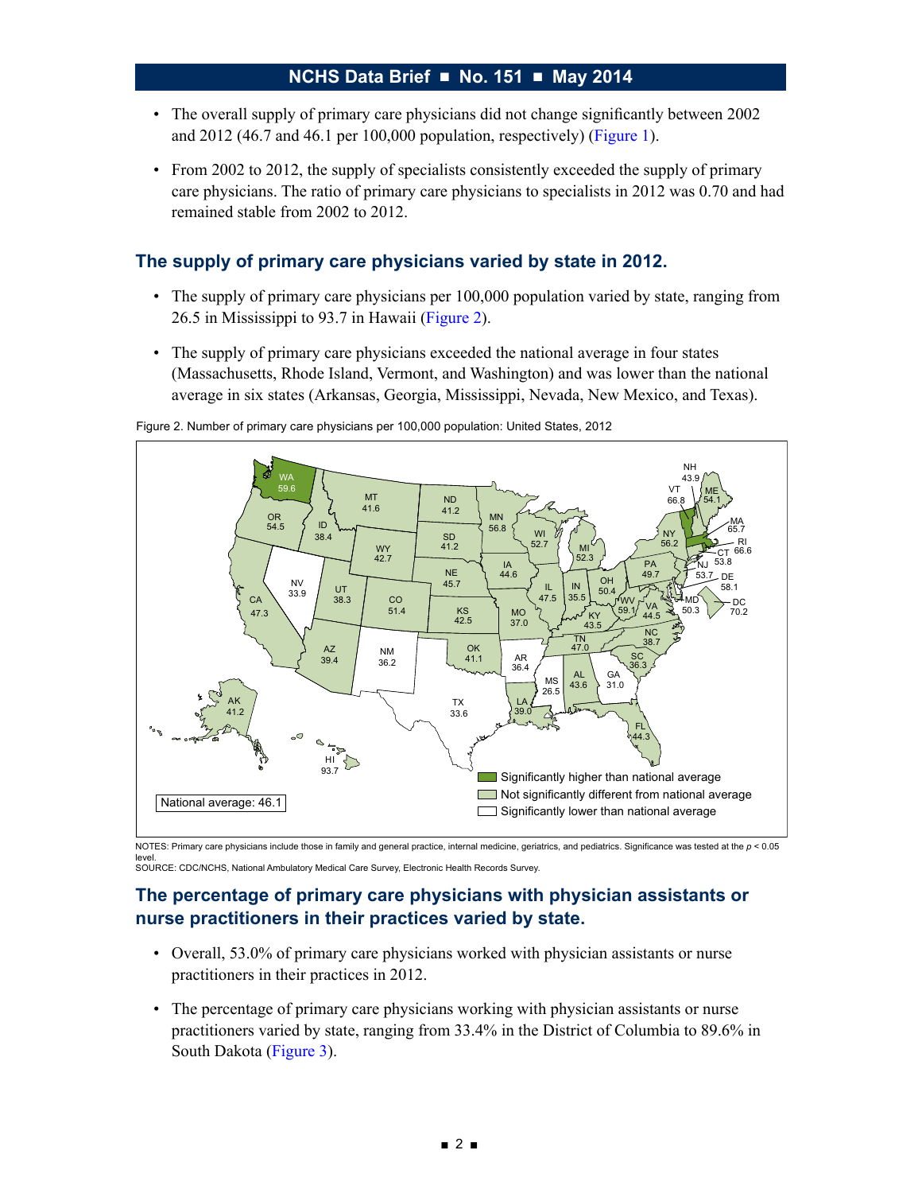- The overall supply of primary care physicians did not change significantly between 2002 and 2012 (46.7 and 46.1 per 100,000 population, respectively) (Figure 1).
- From 2002 to 2012, the supply of specialists consistently exceeded the supply of primary care physicians. The ratio of primary care physicians to specialists in 2012 was 0.70 and had remained stable from 2002 to 2012.

## The supply of primary care physicians varied by state in 2012.

- The supply of primary care physicians per 100,000 population varied by state, ranging from 26.5 in Mississippi to 93.7 in Hawaii (Figure 2).
- The supply of primary care physicians exceeded the national average in four states (Massachusetts, Rhode Island, Vermont, and Washington) and was lower than the national average in six states (Arkansas, Georgia, Mississippi, Nevada, New Mexico, and Texas).

Figure 2. Number of primary care physicians per 100,000 population: United States, 2012

| State | Rate | State | Rate | State | Rate |
|---|---|---|---|---|---|
| WA | 59.6 | IA | 44.6 | NH | 43.9 |
| OR | 54.5 | MO | 37.0 | VT | 66.8 |
| CA | 47.3 | AR | 36.4 | ME | 54.1 |
| NV | 33.9 | LA | 39.0 | MA | 65.7 |
| ID | 38.4 | WI | 52.7 | RI | 66.6 |
| MT | 41.6 | IL | 47.5 | CT | 53.8 |
| WY | 42.7 | MI | 52.3 | NY | 56.2 |
| UT | 38.3 | IN | 35.5 | NJ | 53.7 |
| CO | 51.4 | OH | 50.4 | PA | 49.7 |
| AZ | 39.4 | KY | 43.5 | DE | 58.1 |
| NM | 36.2 | TN | 47.0 | MD | 50.3 |
| ND | 41.2 | MS | 26.5 | DC | 70.2 |
| SD | 41.2 | AL | 43.6 | WV | 59.1 |
| NE | 45.7 | GA | 31.0 | VA | 44.5 |
| KS | 42.5 | FL | 44.3 | NC | 38.7 |
| OK | 41.1 | AK | 41.2 | SC | 36.3 |
| TX | 33.6 | HI | 93.7 | MN | 56.8 |

Significantly higher than national average: WA, VT, MA, RI

Not significantly different from national average: all other states

Significantly lower than national average: NV, NM, TX, AR, MS, GA

National average: 46.1

NOTES: Primary care physicians include those in family and general practice, internal medicine, geriatrics, and pediatrics. Significance was tested at the $p < 0.05$ level.

SOURCE: CDC/NCHS, National Ambulatory Medical Care Survey, Electronic Health Records Survey.

## The percentage of primary care physicians with physician assistants or nurse practitioners in their practices varied by state.

- Overall, 53.0% of primary care physicians worked with physician assistants or nurse practitioners in their practices in 2012.
- The percentage of primary care physicians working with physician assistants or nurse practitioners varied by state, ranging from 33.4% in the District of Columbia to 89.6% in South Dakota (Figure 3).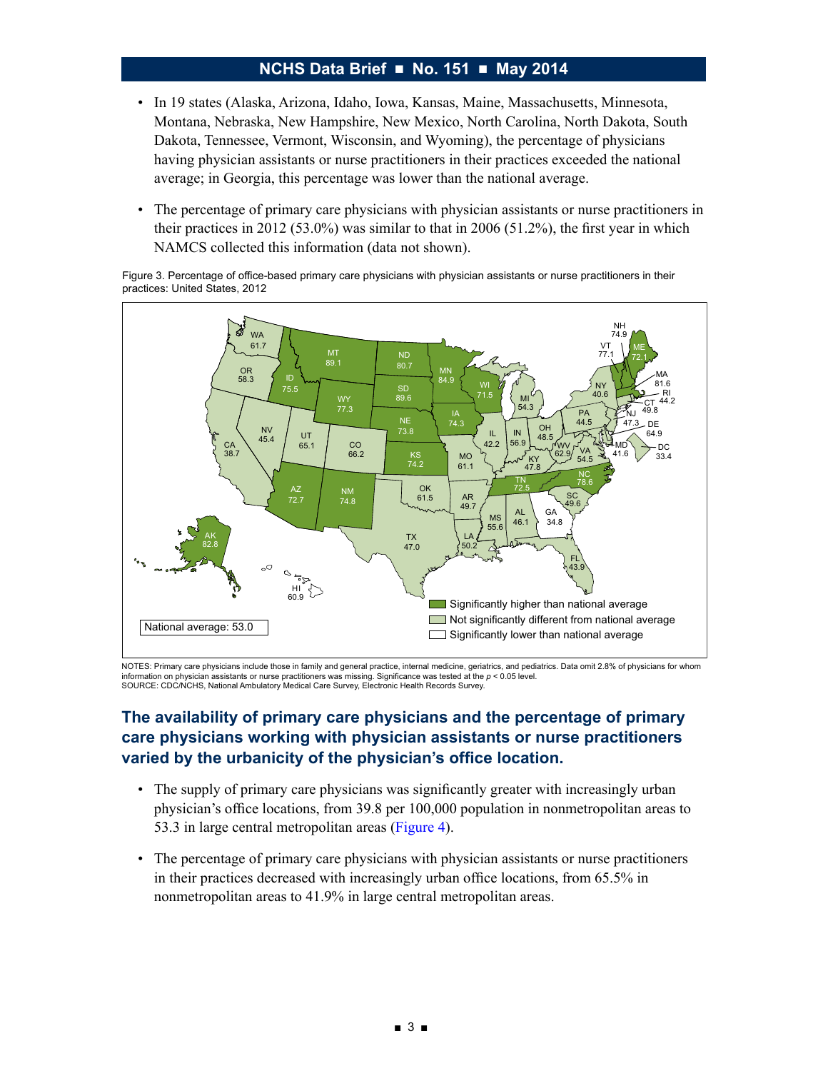- In 19 states (Alaska, Arizona, Idaho, Iowa, Kansas, Maine, Massachusetts, Minnesota, Montana, Nebraska, New Hampshire, New Mexico, North Carolina, North Dakota, South Dakota, Tennessee, Vermont, Wisconsin, and Wyoming), the percentage of physicians having physician assistants or nurse practitioners in their practices exceeded the national average; in Georgia, this percentage was lower than the national average.
- The percentage of primary care physicians with physician assistants or nurse practitioners in their practices in 2012 (53.0%) was similar to that in 2006 (51.2%), the first year in which NAMCS collected this information (data not shown).

Figure 3. Percentage of office-based primary care physicians with physician assistants or nurse practitioners in their practices: United States, 2012

National average: 53.0

| State | Percent | Significance |
|---|---|---|
| AK | 82.8 | Significantly higher than national average |
| AL | 46.1 | Not significantly different from national average |
| AR | 49.7 | Not significantly different from national average |
| AZ | 72.7 | Significantly higher than national average |
| CA | 38.7 | Not significantly different from national average |
| CO | 66.2 | Not significantly different from national average |
| CT | 49.8 | Not significantly different from national average |
| DC | 33.4 | Not significantly different from national average |
| DE | 64.9 | Not significantly different from national average |
| FL | 43.9 | Not significantly different from national average |
| GA | 34.8 | Significantly lower than national average |
| HI | 60.9 | Not significantly different from national average |
| IA | 74.3 | Significantly higher than national average |
| ID | 75.5 | Significantly higher than national average |
| IL | 42.2 | Not significantly different from national average |
| IN | 56.9 | Not significantly different from national average |
| KS | 74.2 | Significantly higher than national average |
| KY | 47.8 | Not significantly different from national average |
| LA | 50.2 | Not significantly different from national average |
| MA | 81.6 | Significantly higher than national average |
| MD | 41.6 | Not significantly different from national average |
| ME | 72.1 | Significantly higher than national average |
| MI | 54.3 | Not significantly different from national average |
| MN | 84.9 | Significantly higher than national average |
| MO | 61.1 | Not significantly different from national average |
| MS | 55.6 | Not significantly different from national average |
| MT | 89.1 | Significantly higher than national average |
| NC | 78.6 | Significantly higher than national average |
| ND | 80.7 | Significantly higher than national average |
| NE | 73.8 | Significantly higher than national average |
| NH | 74.9 | Significantly higher than national average |
| NJ | 47.3 | Not significantly different from national average |
| NM | 74.8 | Significantly higher than national average |
| NV | 45.4 | Not significantly different from national average |
| NY | 40.6 | Not significantly different from national average |
| OH | 48.5 | Not significantly different from national average |
| OK | 61.5 | Not significantly different from national average |
| OR | 58.3 | Not significantly different from national average |
| PA | 44.5 | Not significantly different from national average |
| RI | 44.2 | Not significantly different from national average |
| SC | 49.6 | Not significantly different from national average |
| SD | 89.6 | Significantly higher than national average |
| TN | 72.5 | Significantly higher than national average |
| TX | 47.0 | Not significantly different from national average |
| UT | 65.1 | Not significantly different from national average |
| VA | 54.5 | Not significantly different from national average |
| VT | 77.1 | Significantly higher than national average |
| WA | 61.7 | Not significantly different from national average |
| WI | 71.5 | Significantly higher than national average |
| WV | 62.9 | Not significantly different from national average |
| WY | 77.3 | Significantly higher than national average |

NOTES: Primary care physicians include those in family and general practice, internal medicine, geriatrics, and pediatrics. Data omit 2.8% of physicians for whom information on physician assistants or nurse practitioners was missing. Significance was tested at the $p < 0.05$ level.
SOURCE: CDC/NCHS, National Ambulatory Medical Care Survey, Electronic Health Records Survey.

## The availability of primary care physicians and the percentage of primary care physicians working with physician assistants or nurse practitioners varied by the urbanicity of the physician's office location.

- The supply of primary care physicians was significantly greater with increasingly urban physician's office locations, from 39.8 per 100,000 population in nonmetropolitan areas to 53.3 in large central metropolitan areas (Figure 4).
- The percentage of primary care physicians with physician assistants or nurse practitioners in their practices decreased with increasingly urban office locations, from 65.5% in nonmetropolitan areas to 41.9% in large central metropolitan areas.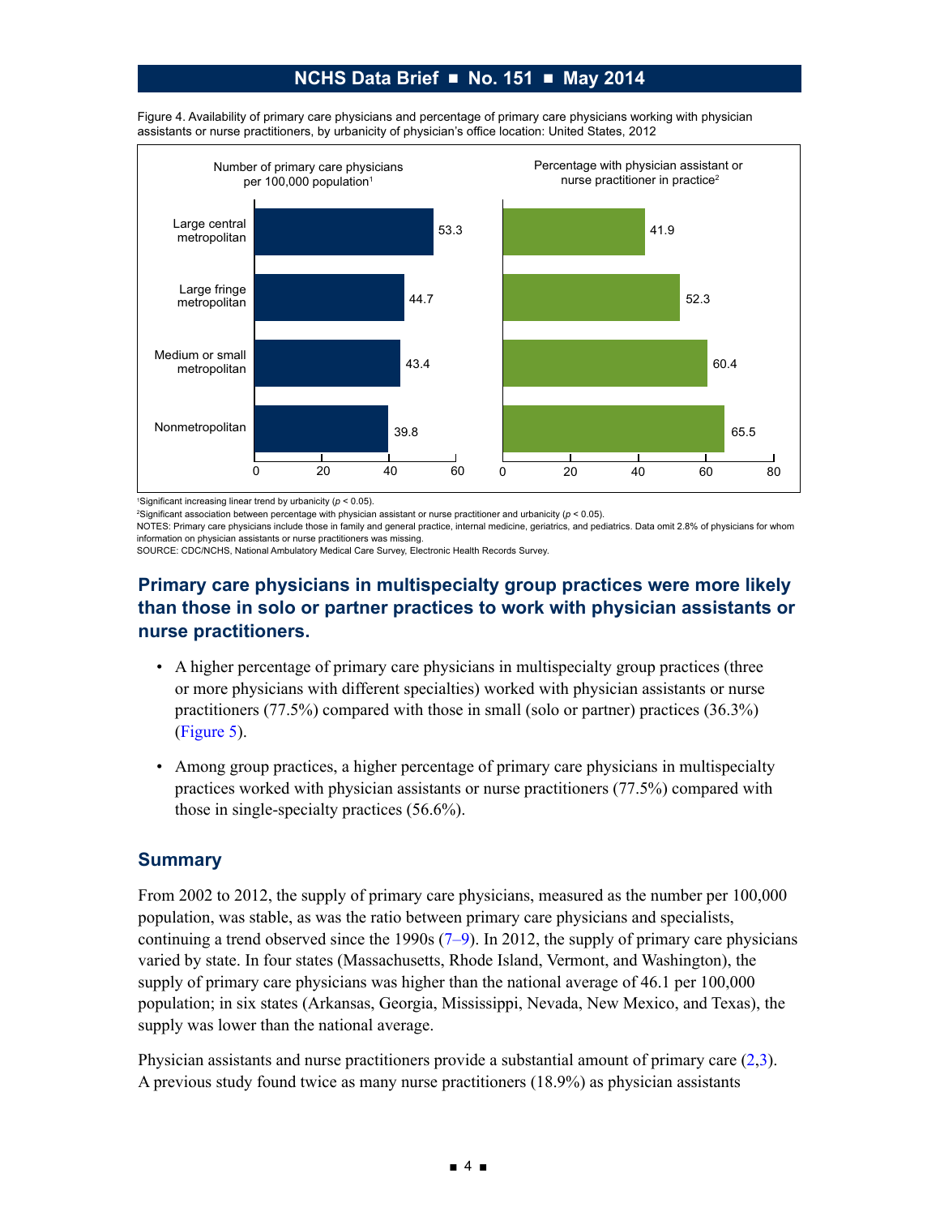Figure 4. Availability of primary care physicians and percentage of primary care physicians working with physician assistants or nurse practitioners, by urbanicity of physician's office location: United States, 2012

| Urbanicity | Number of primary care physicians per 100,000 population[1] | Percentage with physician assistant or nurse practitioner in practice[2] |
| --- | --- | --- |
| Large central metropolitan | 53.3 | 41.9 |
| Large fringe metropolitan | 44.7 | 52.3 |
| Medium or small metropolitan | 43.4 | 60.4 |
| Nonmetropolitan | 39.8 | 65.5 |

[1]Significant increasing linear trend by urbanicity ($p < 0.05$).

[2]Significant association between percentage with physician assistant or nurse practitioner and urbanicity ($p < 0.05$).

NOTES: Primary care physicians include those in family and general practice, internal medicine, geriatrics, and pediatrics. Data omit 2.8% of physicians for whom information on physician assistants or nurse practitioners was missing.

SOURCE: CDC/NCHS, National Ambulatory Medical Care Survey, Electronic Health Records Survey.

### Primary care physicians in multispecialty group practices were more likely than those in solo or partner practices to work with physician assistants or nurse practitioners.

- A higher percentage of primary care physicians in multispecialty group practices (three or more physicians with different specialties) worked with physician assistants or nurse practitioners (77.5%) compared with those in small (solo or partner) practices (36.3%) (Figure 5).
- Among group practices, a higher percentage of primary care physicians in multispecialty practices worked with physician assistants or nurse practitioners (77.5%) compared with those in single-specialty practices (56.6%).

## Summary

From 2002 to 2012, the supply of primary care physicians, measured as the number per 100,000 population, was stable, as was the ratio between primary care physicians and specialists, continuing a trend observed since the 1990s (7–9). In 2012, the supply of primary care physicians varied by state. In four states (Massachusetts, Rhode Island, Vermont, and Washington), the supply of primary care physicians was higher than the national average of 46.1 per 100,000 population; in six states (Arkansas, Georgia, Mississippi, Nevada, New Mexico, and Texas), the supply was lower than the national average.

Physician assistants and nurse practitioners provide a substantial amount of primary care (2,3). A previous study found twice as many nurse practitioners (18.9%) as physician assistants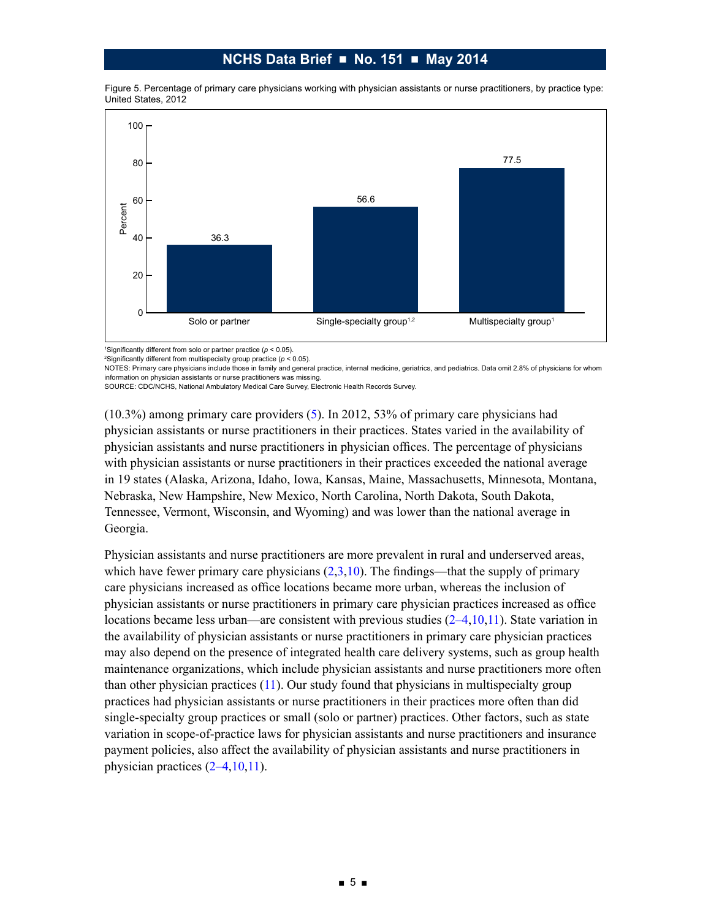Figure 5. Percentage of primary care physicians working with physician assistants or nurse practitioners, by practice type: United States, 2012

| Practice type | Percent |
|---|---|
| Solo or partner | 36.3 |
| Single-specialty group[1,2] | 56.6 |
| Multispecialty group[1] | 77.5 |

[1]Significantly different from solo or partner practice ($p < 0.05$).
[2]Significantly different from multispecialty group practice ($p < 0.05$).
NOTES: Primary care physicians include those in family and general practice, internal medicine, geriatrics, and pediatrics. Data omit 2.8% of physicians for whom information on physician assistants or nurse practitioners was missing.
SOURCE: CDC/NCHS, National Ambulatory Medical Care Survey, Electronic Health Records Survey.

(10.3%) among primary care providers (5). In 2012, 53% of primary care physicians had physician assistants or nurse practitioners in their practices. States varied in the availability of physician assistants and nurse practitioners in physician offices. The percentage of physicians with physician assistants or nurse practitioners in their practices exceeded the national average in 19 states (Alaska, Arizona, Idaho, Iowa, Kansas, Maine, Massachusetts, Minnesota, Montana, Nebraska, New Hampshire, New Mexico, North Carolina, North Dakota, South Dakota, Tennessee, Vermont, Wisconsin, and Wyoming) and was lower than the national average in Georgia.

Physician assistants and nurse practitioners are more prevalent in rural and underserved areas, which have fewer primary care physicians (2,3,10). The findings—that the supply of primary care physicians increased as office locations became more urban, whereas the inclusion of physician assistants or nurse practitioners in primary care physician practices increased as office locations became less urban—are consistent with previous studies (2–4,10,11). State variation in the availability of physician assistants or nurse practitioners in primary care physician practices may also depend on the presence of integrated health care delivery systems, such as group health maintenance organizations, which include physician assistants and nurse practitioners more often than other physician practices (11). Our study found that physicians in multispecialty group practices had physician assistants or nurse practitioners in their practices more often than did single-specialty group practices or small (solo or partner) practices. Other factors, such as state variation in scope-of-practice laws for physician assistants and nurse practitioners and insurance payment policies, also affect the availability of physician assistants and nurse practitioners in physician practices (2–4,10,11).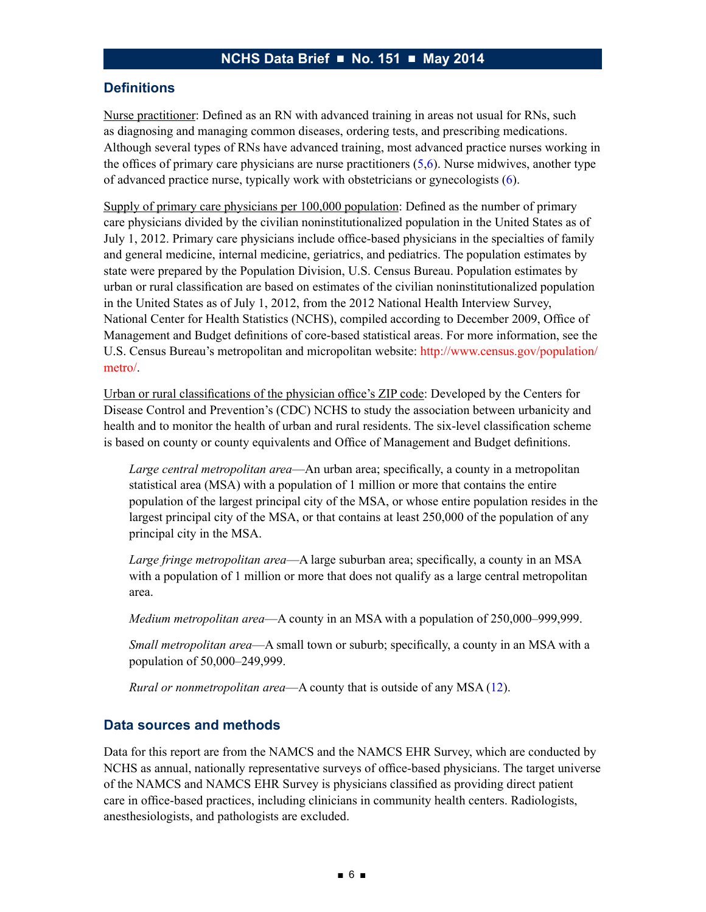## Definitions

Nurse practitioner: Defined as an RN with advanced training in areas not usual for RNs, such as diagnosing and managing common diseases, ordering tests, and prescribing medications. Although several types of RNs have advanced training, most advanced practice nurses working in the offices of primary care physicians are nurse practitioners (5,6). Nurse midwives, another type of advanced practice nurse, typically work with obstetricians or gynecologists (6).

Supply of primary care physicians per 100,000 population: Defined as the number of primary care physicians divided by the civilian noninstitutionalized population in the United States as of July 1, 2012. Primary care physicians include office-based physicians in the specialties of family and general medicine, internal medicine, geriatrics, and pediatrics. The population estimates by state were prepared by the Population Division, U.S. Census Bureau. Population estimates by urban or rural classification are based on estimates of the civilian noninstitutionalized population in the United States as of July 1, 2012, from the 2012 National Health Interview Survey, National Center for Health Statistics (NCHS), compiled according to December 2009, Office of Management and Budget definitions of core-based statistical areas. For more information, see the U.S. Census Bureau's metropolitan and micropolitan website: http://www.census.gov/population/metro/.

Urban or rural classifications of the physician office's ZIP code: Developed by the Centers for Disease Control and Prevention's (CDC) NCHS to study the association between urbanicity and health and to monitor the health of urban and rural residents. The six-level classification scheme is based on county or county equivalents and Office of Management and Budget definitions.

*Large central metropolitan area*—An urban area; specifically, a county in a metropolitan statistical area (MSA) with a population of 1 million or more that contains the entire population of the largest principal city of the MSA, or whose entire population resides in the largest principal city of the MSA, or that contains at least 250,000 of the population of any principal city in the MSA.

*Large fringe metropolitan area*—A large suburban area; specifically, a county in an MSA with a population of 1 million or more that does not qualify as a large central metropolitan area.

*Medium metropolitan area*—A county in an MSA with a population of 250,000–999,999.

*Small metropolitan area*—A small town or suburb; specifically, a county in an MSA with a population of 50,000–249,999.

*Rural or nonmetropolitan area*—A county that is outside of any MSA (12).

## Data sources and methods

Data for this report are from the NAMCS and the NAMCS EHR Survey, which are conducted by NCHS as annual, nationally representative surveys of office-based physicians. The target universe of the NAMCS and NAMCS EHR Survey is physicians classified as providing direct patient care in office-based practices, including clinicians in community health centers. Radiologists, anesthesiologists, and pathologists are excluded.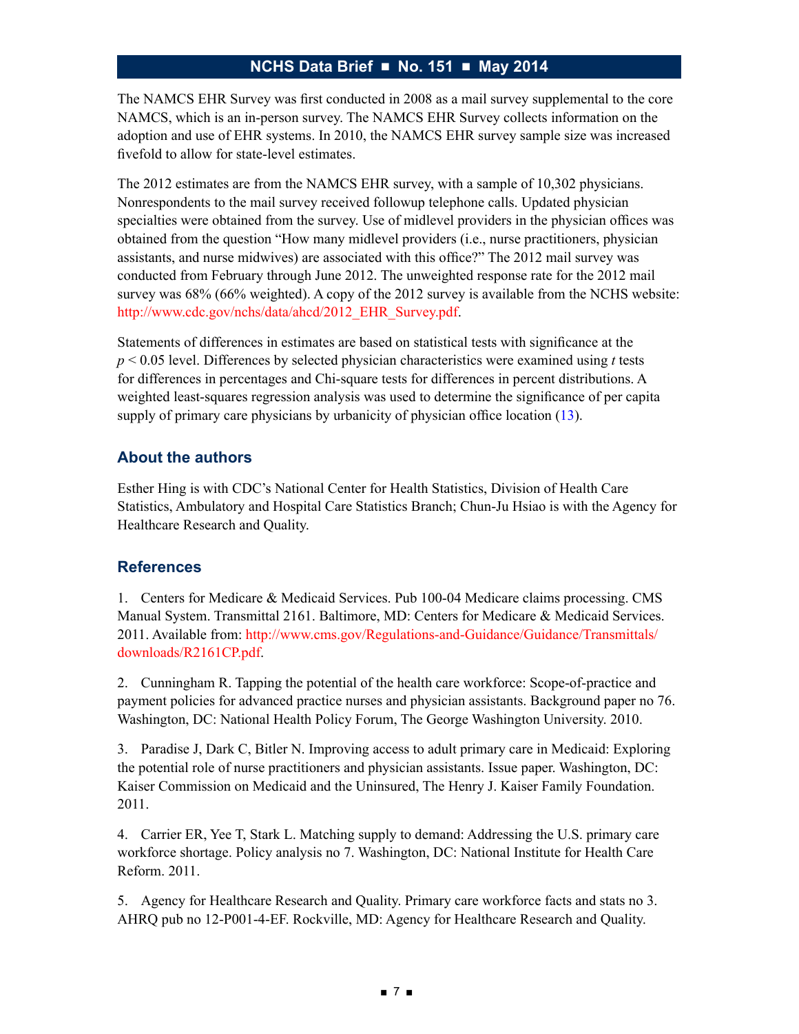The NAMCS EHR Survey was first conducted in 2008 as a mail survey supplemental to the core NAMCS, which is an in-person survey. The NAMCS EHR Survey collects information on the adoption and use of EHR systems. In 2010, the NAMCS EHR survey sample size was increased fivefold to allow for state-level estimates.

The 2012 estimates are from the NAMCS EHR survey, with a sample of 10,302 physicians. Nonrespondents to the mail survey received followup telephone calls. Updated physician specialties were obtained from the survey. Use of midlevel providers in the physician offices was obtained from the question "How many midlevel providers (i.e., nurse practitioners, physician assistants, and nurse midwives) are associated with this office?" The 2012 mail survey was conducted from February through June 2012. The unweighted response rate for the 2012 mail survey was 68% (66% weighted). A copy of the 2012 survey is available from the NCHS website: http://www.cdc.gov/nchs/data/ahcd/2012_EHR_Survey.pdf.

Statements of differences in estimates are based on statistical tests with significance at the $p < 0.05$ level. Differences by selected physician characteristics were examined using $t$ tests for differences in percentages and Chi-square tests for differences in percent distributions. A weighted least-squares regression analysis was used to determine the significance of per capita supply of primary care physicians by urbanicity of physician office location (13).

## About the authors

Esther Hing is with CDC's National Center for Health Statistics, Division of Health Care Statistics, Ambulatory and Hospital Care Statistics Branch; Chun-Ju Hsiao is with the Agency for Healthcare Research and Quality.

## References

1. Centers for Medicare & Medicaid Services. Pub 100-04 Medicare claims processing. CMS Manual System. Transmittal 2161. Baltimore, MD: Centers for Medicare & Medicaid Services. 2011. Available from: http://www.cms.gov/Regulations-and-Guidance/Guidance/Transmittals/downloads/R2161CP.pdf.

2. Cunningham R. Tapping the potential of the health care workforce: Scope-of-practice and payment policies for advanced practice nurses and physician assistants. Background paper no 76. Washington, DC: National Health Policy Forum, The George Washington University. 2010.

3. Paradise J, Dark C, Bitler N. Improving access to adult primary care in Medicaid: Exploring the potential role of nurse practitioners and physician assistants. Issue paper. Washington, DC: Kaiser Commission on Medicaid and the Uninsured, The Henry J. Kaiser Family Foundation. 2011.

4. Carrier ER, Yee T, Stark L. Matching supply to demand: Addressing the U.S. primary care workforce shortage. Policy analysis no 7. Washington, DC: National Institute for Health Care Reform. 2011.

5. Agency for Healthcare Research and Quality. Primary care workforce facts and stats no 3. AHRQ pub no 12-P001-4-EF. Rockville, MD: Agency for Healthcare Research and Quality.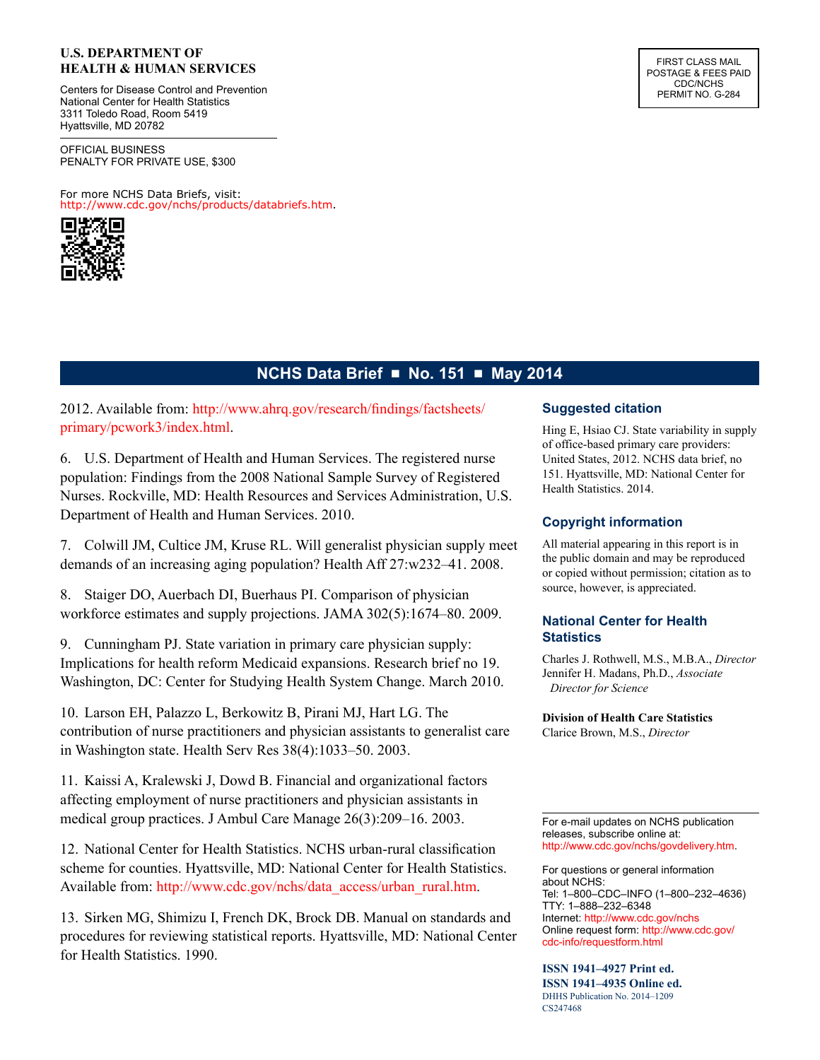**U.S. DEPARTMENT OF HEALTH & HUMAN SERVICES**

Centers for Disease Control and Prevention
National Center for Health Statistics
3311 Toledo Road, Room 5419
Hyattsville, MD 20782

OFFICIAL BUSINESS
PENALTY FOR PRIVATE USE, $300

FIRST CLASS MAIL
POSTAGE & FEES PAID
CDC/NCHS
PERMIT NO. G-284

For more NCHS Data Briefs, visit:
http://www.cdc.gov/nchs/products/databriefs.htm.

**NCHS Data Brief ■ No. 151 ■ May 2014**

2012. Available from: http://www.ahrq.gov/research/findings/factsheets/primary/pcwork3/index.html.

6. U.S. Department of Health and Human Services. The registered nurse population: Findings from the 2008 National Sample Survey of Registered Nurses. Rockville, MD: Health Resources and Services Administration, U.S. Department of Health and Human Services. 2010.

7. Colwill JM, Cultice JM, Kruse RL. Will generalist physician supply meet demands of an increasing aging population? Health Aff 27:w232–41. 2008.

8. Staiger DO, Auerbach DI, Buerhaus PI. Comparison of physician workforce estimates and supply projections. JAMA 302(5):1674–80. 2009.

9. Cunningham PJ. State variation in primary care physician supply: Implications for health reform Medicaid expansions. Research brief no 19. Washington, DC: Center for Studying Health System Change. March 2010.

10. Larson EH, Palazzo L, Berkowitz B, Pirani MJ, Hart LG. The contribution of nurse practitioners and physician assistants to generalist care in Washington state. Health Serv Res 38(4):1033–50. 2003.

11. Kaissi A, Kralewski J, Dowd B. Financial and organizational factors affecting employment of nurse practitioners and physician assistants in medical group practices. J Ambul Care Manage 26(3):209–16. 2003.

12. National Center for Health Statistics. NCHS urban-rural classification scheme for counties. Hyattsville, MD: National Center for Health Statistics. Available from: http://www.cdc.gov/nchs/data_access/urban_rural.htm.

13. Sirken MG, Shimizu I, French DK, Brock DB. Manual on standards and procedures for reviewing statistical reports. Hyattsville, MD: National Center for Health Statistics. 1990.

### Suggested citation

Hing E, Hsiao CJ. State variability in supply of office-based primary care providers: United States, 2012. NCHS data brief, no 151. Hyattsville, MD: National Center for Health Statistics. 2014.

### Copyright information

All material appearing in this report is in the public domain and may be reproduced or copied without permission; citation as to source, however, is appreciated.

### National Center for Health Statistics

Charles J. Rothwell, M.S., M.B.A., *Director*
Jennifer H. Madans, Ph.D., *Associate Director for Science*

**Division of Health Care Statistics**
Clarice Brown, M.S., *Director*

For e-mail updates on NCHS publication releases, subscribe online at: http://www.cdc.gov/nchs/govdelivery.htm.

For questions or general information about NCHS:
Tel: 1–800–CDC–INFO (1–800–232–4636)
TTY: 1–888–232–6348
Internet: http://www.cdc.gov/nchs
Online request form: http://www.cdc.gov/cdc-info/requestform.html

**ISSN 1941–4927 Print ed.**
**ISSN 1941–4935 Online ed.**
DHHS Publication No. 2014–1209
CS247468